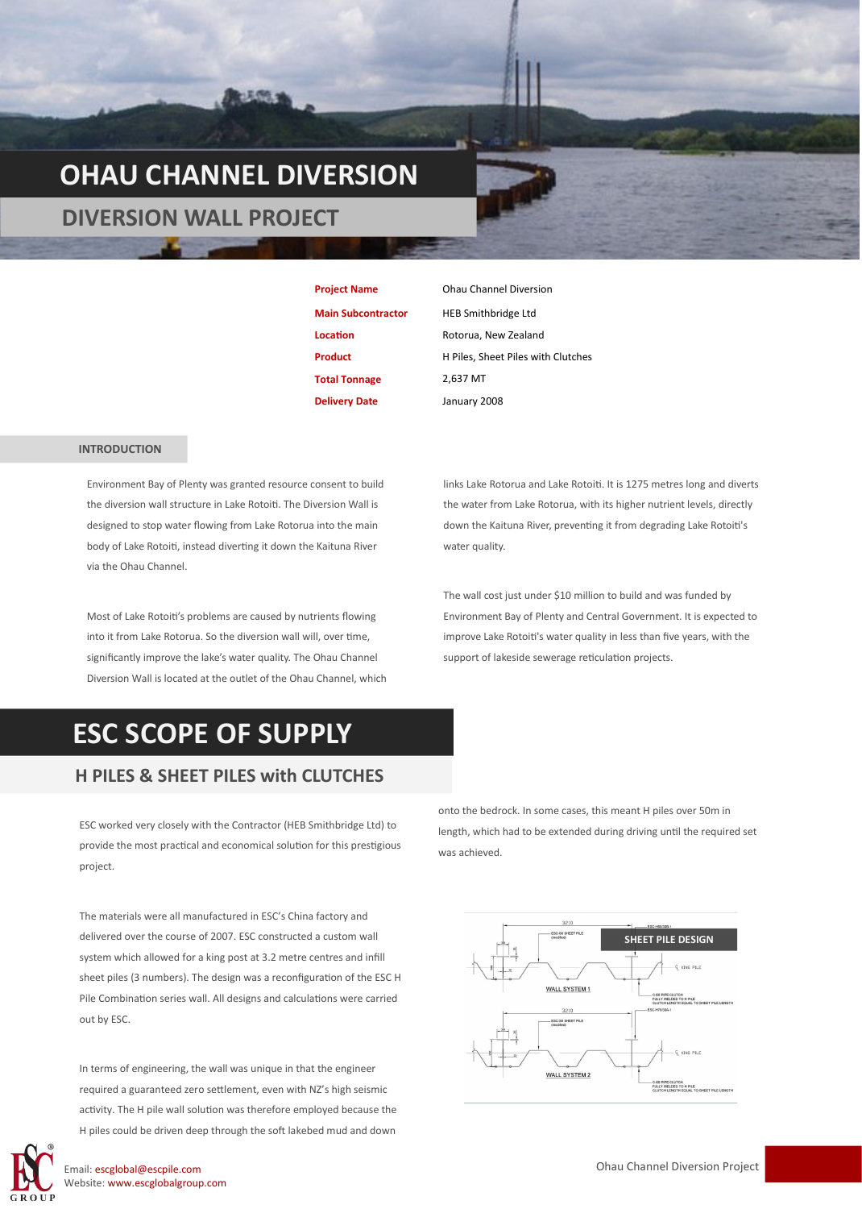# OHAU CHANNEL DIVERSION

## DIVERSION WALL PROJECT

| | |
|---|---|
| **Project Name** | Ohau Channel Diversion |
| **Main Subcontractor** | HEB Smithbridge Ltd |
| **Location** | Rotorua, New Zealand |
| **Product** | H Piles, Sheet Piles with Clutches |
| **Total Tonnage** | 2,637 MT |
| **Delivery Date** | January 2008 |

### INTRODUCTION

Environment Bay of Plenty was granted resource consent to build the diversion wall structure in Lake Rotoiti. The Diversion Wall is designed to stop water flowing from Lake Rotorua into the main body of Lake Rotoiti, instead diverting it down the Kaituna River via the Ohau Channel.

Most of Lake Rotoiti's problems are caused by nutrients flowing into it from Lake Rotorua. So the diversion wall will, over time, significantly improve the lake's water quality. The Ohau Channel Diversion Wall is located at the outlet of the Ohau Channel, which links Lake Rotorua and Lake Rotoiti. It is 1275 metres long and diverts the water from Lake Rotorua, with its higher nutrient levels, directly down the Kaituna River, preventing it from degrading Lake Rotoiti's water quality.

The wall cost just under $10 million to build and was funded by Environment Bay of Plenty and Central Government. It is expected to improve Lake Rotoiti's water quality in less than five years, with the support of lakeside sewerage reticulation projects.

# ESC SCOPE OF SUPPLY

## H PILES & SHEET PILES with CLUTCHES

ESC worked very closely with the Contractor (HEB Smithbridge Ltd) to provide the most practical and economical solution for this prestigious project.

The materials were all manufactured in ESC's China factory and delivered over the course of 2007. ESC constructed a custom wall system which allowed for a king post at 3.2 metre centres and infill sheet piles (3 numbers). The design was a reconfiguration of the ESC H Pile Combination series wall. All designs and calculations were carried out by ESC.

In terms of engineering, the wall was unique in that the engineer required a guaranteed zero settlement, even with NZ's high seismic activity. The H pile wall solution was therefore employed because the H piles could be driven deep through the soft lakebed mud and down onto the bedrock. In some cases, this meant H piles over 50m in length, which had to be extended during driving until the required set was achieved.

SHEET PILE DESIGN

WALL SYSTEM 1

WALL SYSTEM 2

Email: escglobal@escpile.com
Website: www.escglobalgroup.com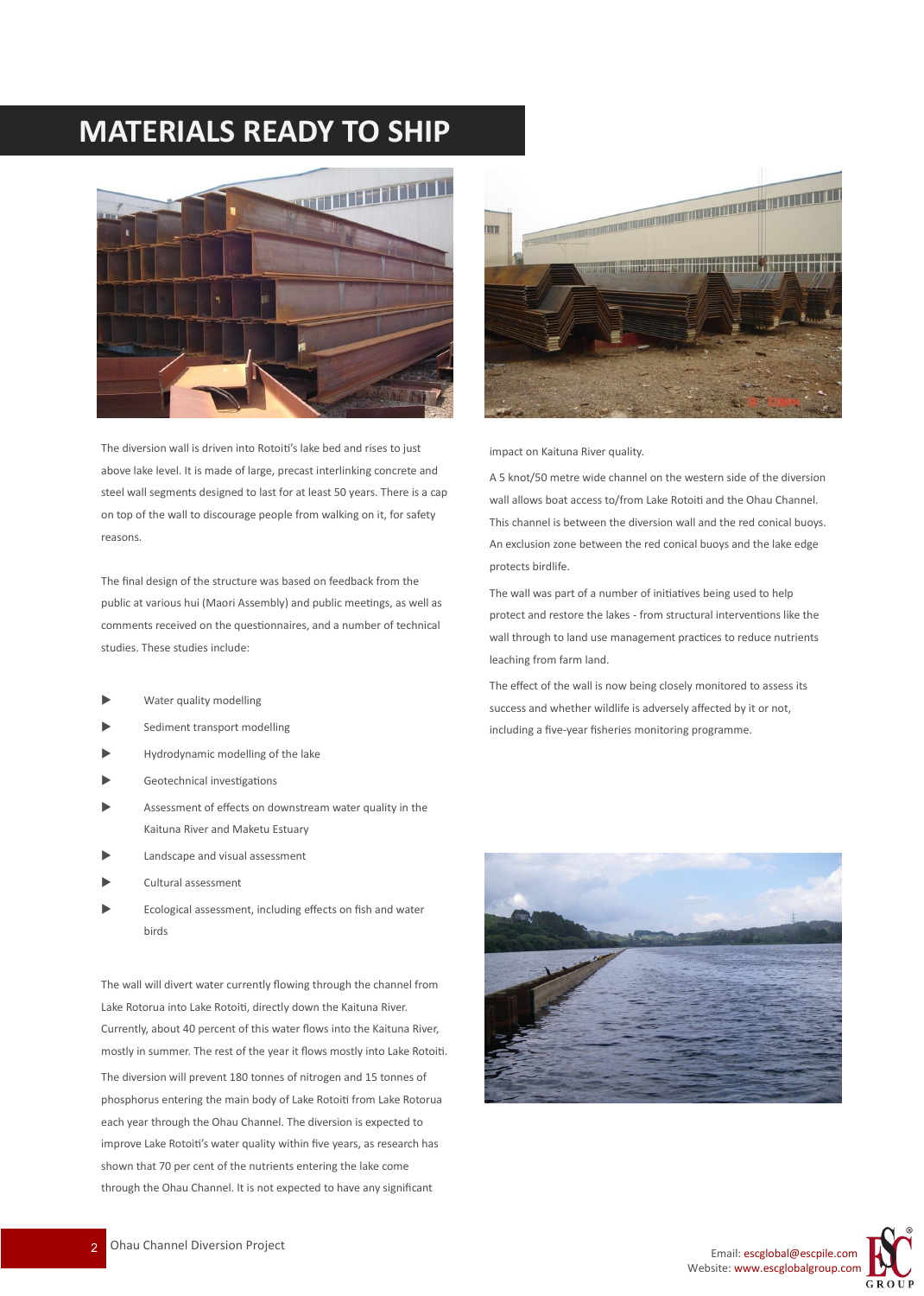# MATERIALS READY TO SHIP

The diversion wall is driven into Rotoiti's lake bed and rises to just above lake level. It is made of large, precast interlinking concrete and steel wall segments designed to last for at least 50 years. There is a cap on top of the wall to discourage people from walking on it, for safety reasons.

The final design of the structure was based on feedback from the public at various hui (Maori Assembly) and public meetings, as well as comments received on the questionnaires, and a number of technical studies. These studies include:

- Water quality modelling
- Sediment transport modelling
- Hydrodynamic modelling of the lake
- Geotechnical investigations
- Assessment of effects on downstream water quality in the Kaituna River and Maketu Estuary
- Landscape and visual assessment
- Cultural assessment
- Ecological assessment, including effects on fish and water birds

The wall will divert water currently flowing through the channel from Lake Rotorua into Lake Rotoiti, directly down the Kaituna River. Currently, about 40 percent of this water flows into the Kaituna River, mostly in summer. The rest of the year it flows mostly into Lake Rotoiti.

The diversion will prevent 180 tonnes of nitrogen and 15 tonnes of phosphorus entering the main body of Lake Rotoiti from Lake Rotorua each year through the Ohau Channel. The diversion is expected to improve Lake Rotoiti's water quality within five years, as research has shown that 70 per cent of the nutrients entering the lake come through the Ohau Channel. It is not expected to have any significant impact on Kaituna River quality.

A 5 knot/50 metre wide channel on the western side of the diversion wall allows boat access to/from Lake Rotoiti and the Ohau Channel. This channel is between the diversion wall and the red conical buoys. An exclusion zone between the red conical buoys and the lake edge protects birdlife.

The wall was part of a number of initiatives being used to help protect and restore the lakes - from structural interventions like the wall through to land use management practices to reduce nutrients leaching from farm land.

The effect of the wall is now being closely monitored to assess its success and whether wildlife is adversely affected by it or not, including a five-year fisheries monitoring programme.

Ohau Channel Diversion Project

Email: escglobal@escpile.com
Website: www.escglobalgroup.com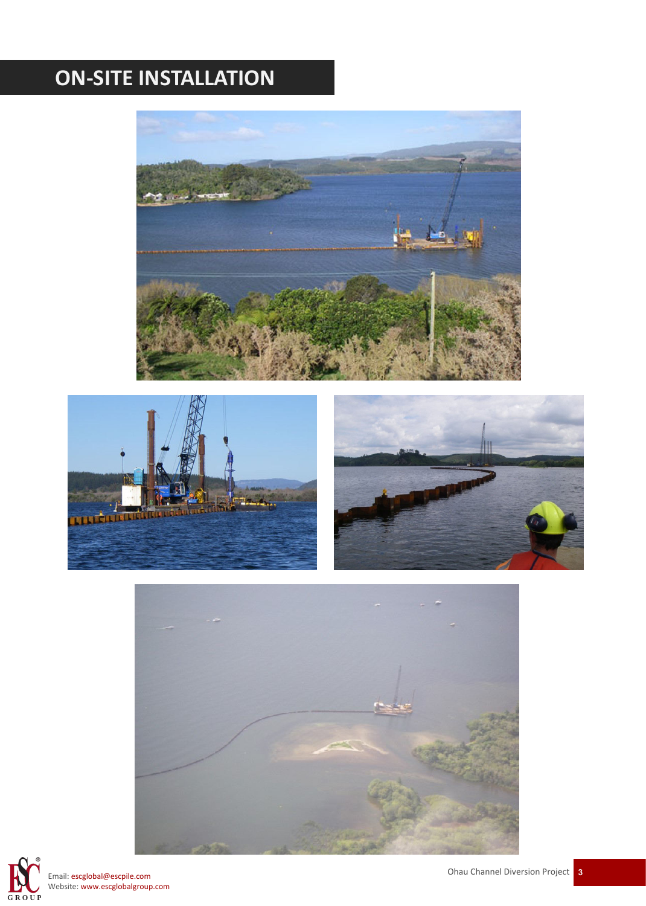# ON-SITE INSTALLATION